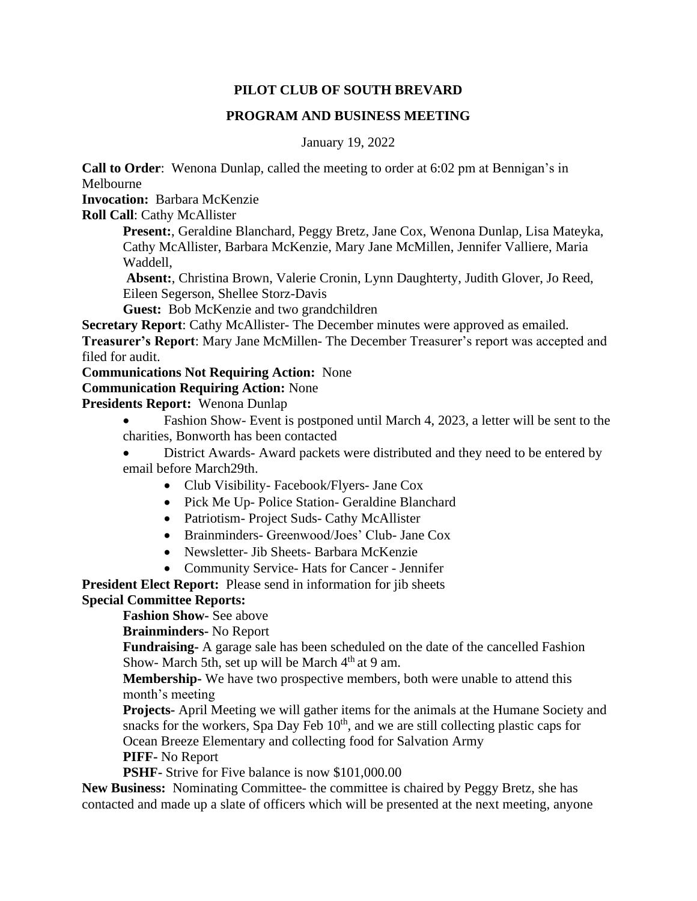# PILOT CLUB OF SOUTH BREVARD

## PROGRAM AND BUSINESS MEETING

January 19, 2022

**Call to Order**: Wenona Dunlap, called the meeting to order at 6:02 pm at Bennigan's in Melbourne

**Invocation:** Barbara McKenzie

**Roll Call**: Cathy McAllister

**Present:**, Geraldine Blanchard, Peggy Bretz, Jane Cox, Wenona Dunlap, Lisa Mateyka, Cathy McAllister, Barbara McKenzie, Mary Jane McMillen, Jennifer Valliere, Maria Waddell,

**Absent:**, Christina Brown, Valerie Cronin, Lynn Daughterty, Judith Glover, Jo Reed, Eileen Segerson, Shellee Storz-Davis

**Guest:** Bob McKenzie and two grandchildren

**Secretary Report**: Cathy McAllister- The December minutes were approved as emailed.

**Treasurer's Report**: Mary Jane McMillen- The December Treasurer's report was accepted and filed for audit.

**Communications Not Requiring Action:** None

**Communication Requiring Action:** None

**Presidents Report:** Wenona Dunlap

- Fashion Show- Event is postponed until March 4, 2023, a letter will be sent to the charities, Bonworth has been contacted
- District Awards- Award packets were distributed and they need to be entered by email before March29th.
  - Club Visibility- Facebook/Flyers- Jane Cox
  - Pick Me Up- Police Station- Geraldine Blanchard
  - Patriotism- Project Suds- Cathy McAllister
  - Brainminders- Greenwood/Joes' Club- Jane Cox
  - Newsletter- Jib Sheets- Barbara McKenzie
  - Community Service- Hats for Cancer - Jennifer

**President Elect Report:** Please send in information for jib sheets

**Special Committee Reports:**

**Fashion Show-** See above

**Brainminders-** No Report

**Fundraising-** A garage sale has been scheduled on the date of the cancelled Fashion Show- March 5th, set up will be March 4th at 9 am.

**Membership-** We have two prospective members, both were unable to attend this month's meeting

**Projects-** April Meeting we will gather items for the animals at the Humane Society and snacks for the workers, Spa Day Feb 10th, and we are still collecting plastic caps for Ocean Breeze Elementary and collecting food for Salvation Army

**PIFF-** No Report

**PSHF-** Strive for Five balance is now $101,000.00

**New Business:** Nominating Committee- the committee is chaired by Peggy Bretz, she has contacted and made up a slate of officers which will be presented at the next meeting, anyone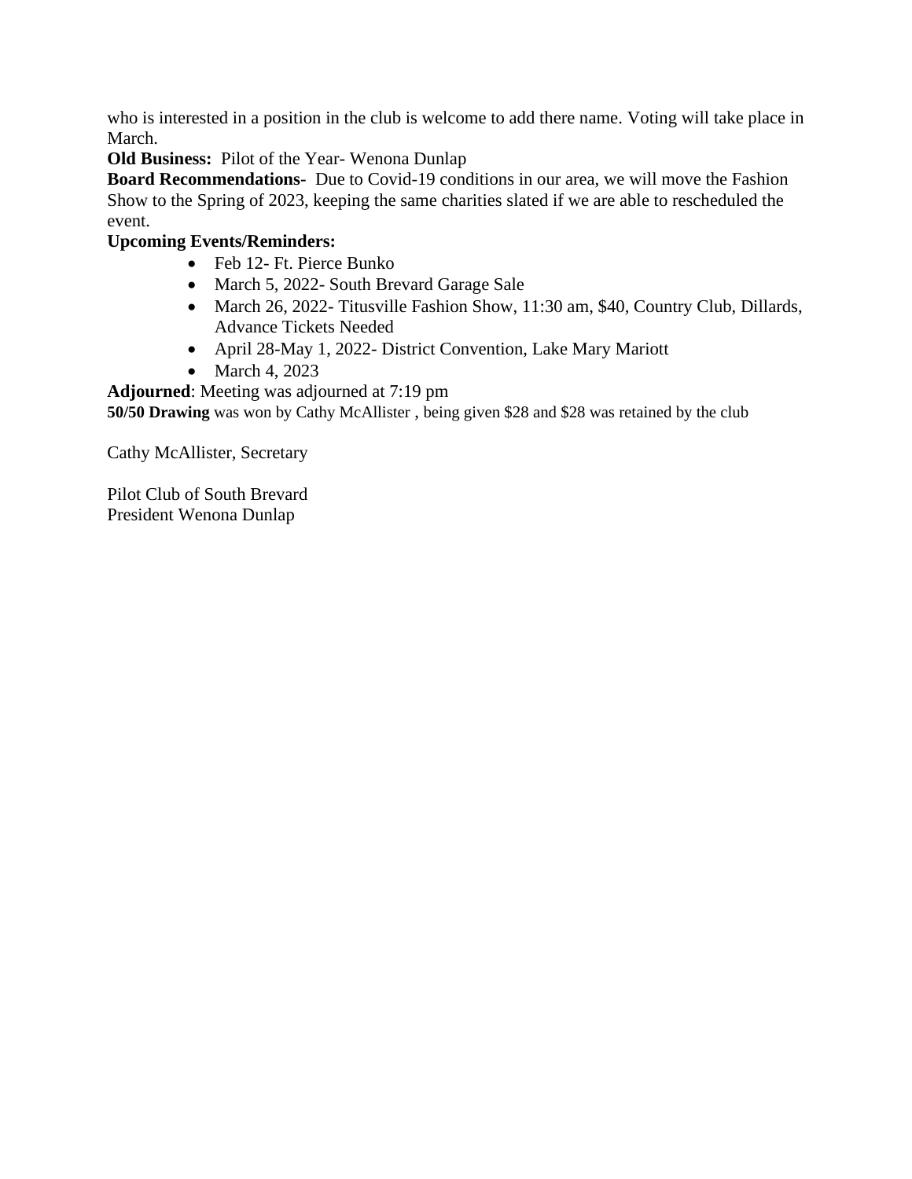who is interested in a position in the club is welcome to add there name. Voting will take place in March.

**Old Business:** Pilot of the Year- Wenona Dunlap

**Board Recommendations-** Due to Covid-19 conditions in our area, we will move the Fashion Show to the Spring of 2023, keeping the same charities slated if we are able to rescheduled the event.

**Upcoming Events/Reminders:**

- Feb 12- Ft. Pierce Bunko
- March 5, 2022- South Brevard Garage Sale
- March 26, 2022- Titusville Fashion Show, 11:30 am, $40, Country Club, Dillards, Advance Tickets Needed
- April 28-May 1, 2022- District Convention, Lake Mary Mariott
- March 4, 2023

**Adjourned**: Meeting was adjourned at 7:19 pm

**50/50 Drawing** was won by Cathy McAllister , being given $28 and $28 was retained by the club

Cathy McAllister, Secretary

Pilot Club of South Brevard
President Wenona Dunlap